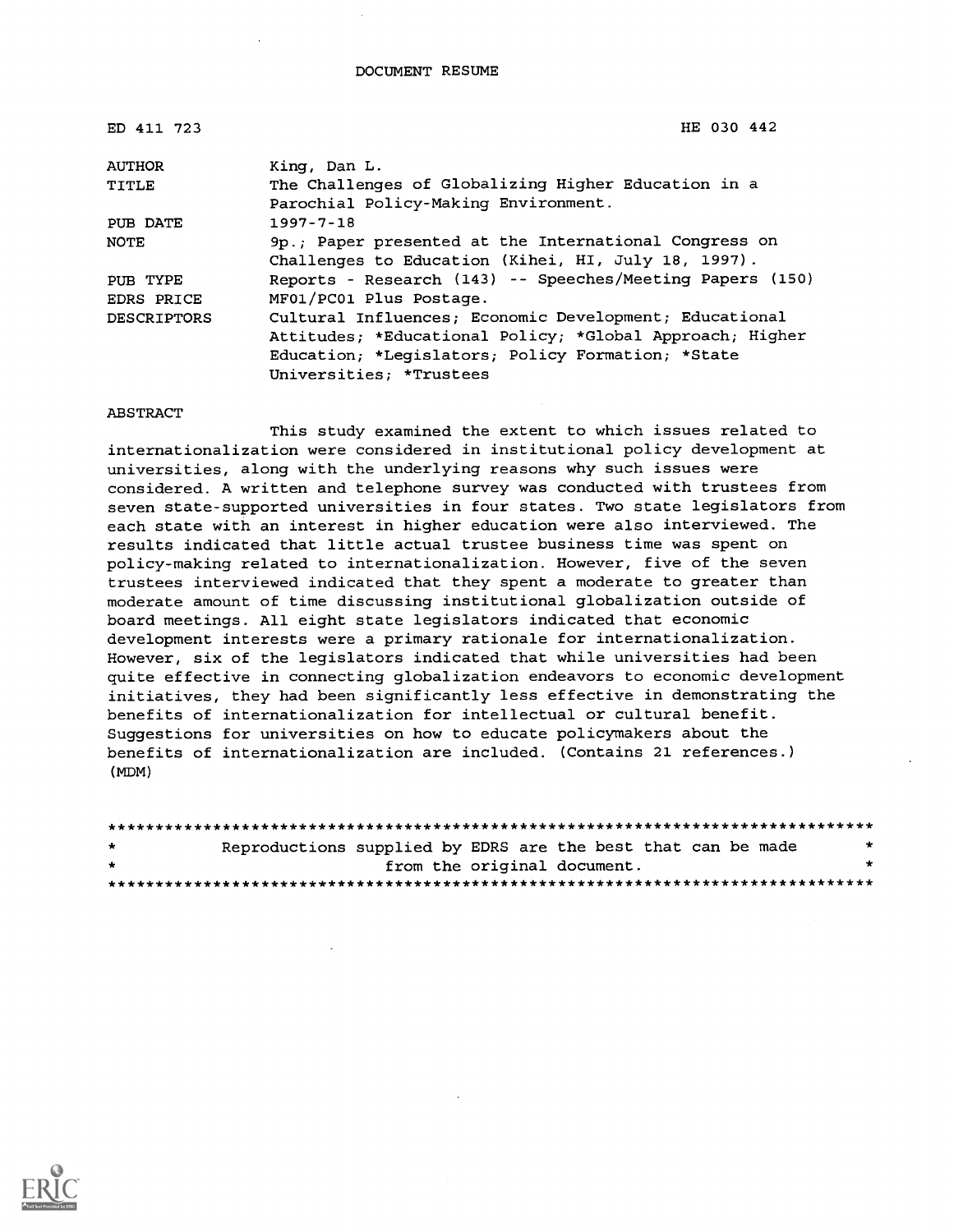DOCUMENT RESUME

| ED 411 723 | HE 030 442 |
|---|---|
| AUTHOR | King, Dan L. |
| TITLE | The Challenges of Globalizing Higher Education in a Parochial Policy-Making Environment. |
| PUB DATE | 1997-7-18 |
| NOTE | 9p.; Paper presented at the International Congress on Challenges to Education (Kihei, HI, July 18, 1997). |
| PUB TYPE | Reports - Research (143) -- Speeches/Meeting Papers (150) |
| EDRS PRICE | MF01/PC01 Plus Postage. |
| DESCRIPTORS | Cultural Influences; Economic Development; Educational Attitudes; *Educational Policy; *Global Approach; Higher Education; *Legislators; Policy Formation; *State Universities; *Trustees |

ABSTRACT

This study examined the extent to which issues related to internationalization were considered in institutional policy development at universities, along with the underlying reasons why such issues were considered. A written and telephone survey was conducted with trustees from seven state-supported universities in four states. Two state legislators from each state with an interest in higher education were also interviewed. The results indicated that little actual trustee business time was spent on policy-making related to internationalization. However, five of the seven trustees interviewed indicated that they spent a moderate to greater than moderate amount of time discussing institutional globalization outside of board meetings. All eight state legislators indicated that economic development interests were a primary rationale for internationalization. However, six of the legislators indicated that while universities had been quite effective in connecting globalization endeavors to economic development initiatives, they had been significantly less effective in demonstrating the benefits of internationalization for intellectual or cultural benefit. Suggestions for universities on how to educate policymakers about the benefits of internationalization are included. (Contains 21 references.) (MDM)

********************************************************************************
* Reproductions supplied by EDRS are the best that can be made *
* from the original document. *
********************************************************************************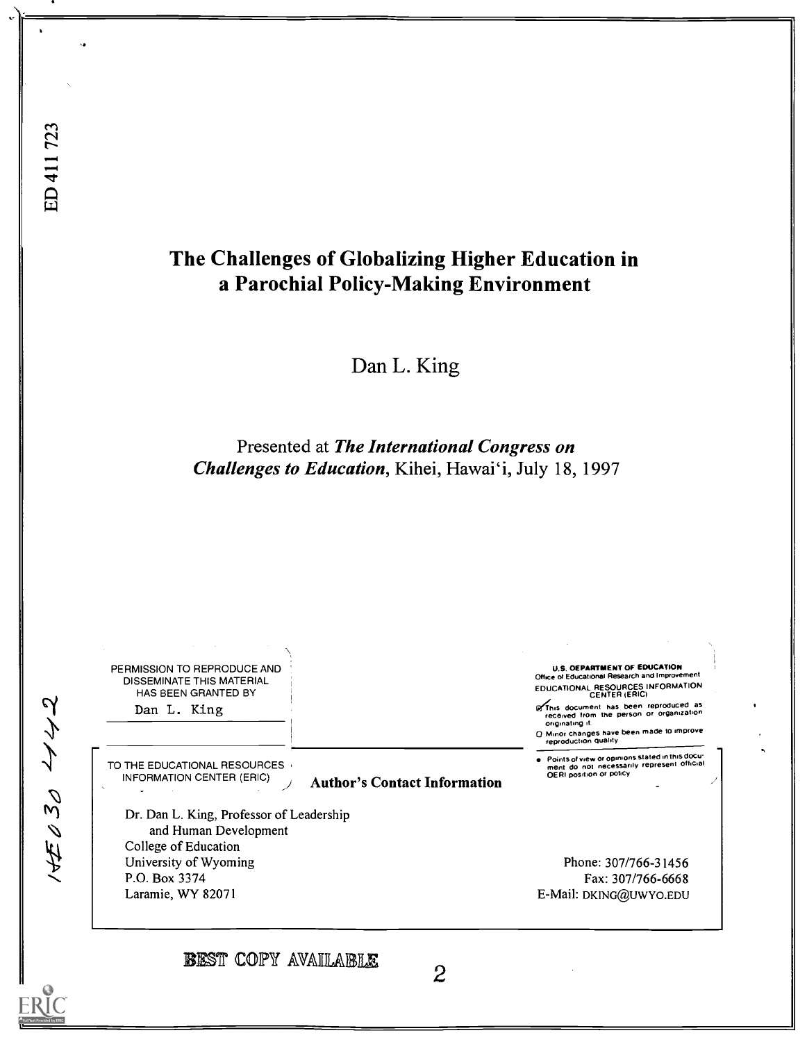# The Challenges of Globalizing Higher Education in a Parochial Policy-Making Environment

Dan L. King

Presented at ***The International Congress on Challenges to Education***, Kihei, Hawai'i, July 18, 1997

PERMISSION TO REPRODUCE AND DISSEMINATE THIS MATERIAL HAS BEEN GRANTED BY

Dan L. King

TO THE EDUCATIONAL RESOURCES INFORMATION CENTER (ERIC)

U.S. DEPARTMENT OF EDUCATION
Office of Educational Research and Improvement
EDUCATIONAL RESOURCES INFORMATION CENTER (ERIC)

- This document has been reproduced as received from the person or organization originating it.
- Minor changes have been made to improve reproduction quality.
- Points of view or opinions stated in this document do not necessarily represent official OERI position or policy.

**Author's Contact Information**

Dr. Dan L. King, Professor of Leadership and Human Development
College of Education
University of Wyoming
P.O. Box 3374
Laramie, WY 82071

Phone: 307/766-31456
Fax: 307/766-6668
E-Mail: DKING@UWYO.EDU

BEST COPY AVAILABLE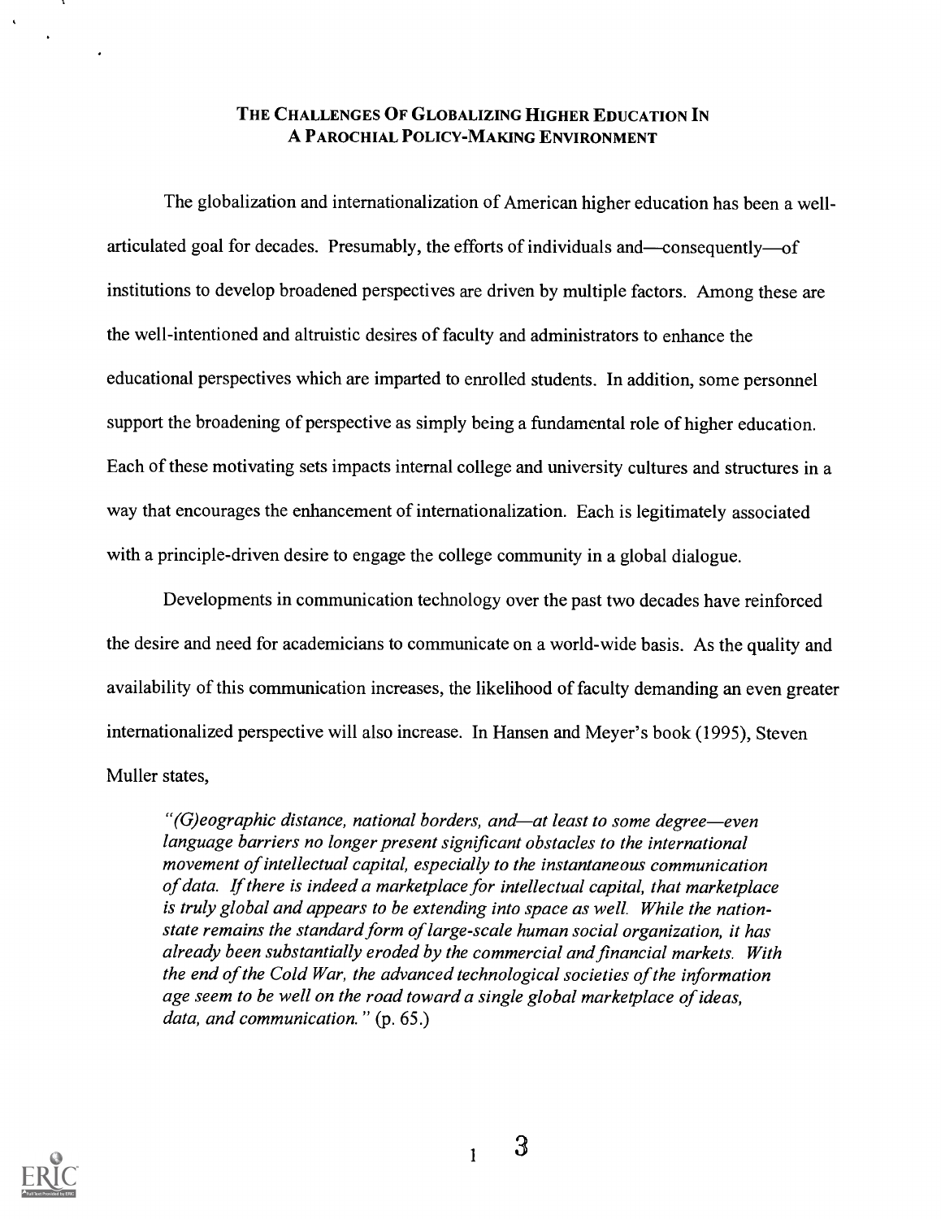# THE CHALLENGES OF GLOBALIZING HIGHER EDUCATION IN A PAROCHIAL POLICY-MAKING ENVIRONMENT

The globalization and internationalization of American higher education has been a well-articulated goal for decades. Presumably, the efforts of individuals and—consequently—of institutions to develop broadened perspectives are driven by multiple factors. Among these are the well-intentioned and altruistic desires of faculty and administrators to enhance the educational perspectives which are imparted to enrolled students. In addition, some personnel support the broadening of perspective as simply being a fundamental role of higher education. Each of these motivating sets impacts internal college and university cultures and structures in a way that encourages the enhancement of internationalization. Each is legitimately associated with a principle-driven desire to engage the college community in a global dialogue.

Developments in communication technology over the past two decades have reinforced the desire and need for academicians to communicate on a world-wide basis. As the quality and availability of this communication increases, the likelihood of faculty demanding an even greater internationalized perspective will also increase. In Hansen and Meyer's book (1995), Steven Muller states,

> *"(G)eographic distance, national borders, and—at least to some degree—even language barriers no longer present significant obstacles to the international movement of intellectual capital, especially to the instantaneous communication of data. If there is indeed a marketplace for intellectual capital, that marketplace is truly global and appears to be extending into space as well. While the nation-state remains the standard form of large-scale human social organization, it has already been substantially eroded by the commercial and financial markets. With the end of the Cold War, the advanced technological societies of the information age seem to be well on the road toward a single global marketplace of ideas, data, and communication."* (p. 65.)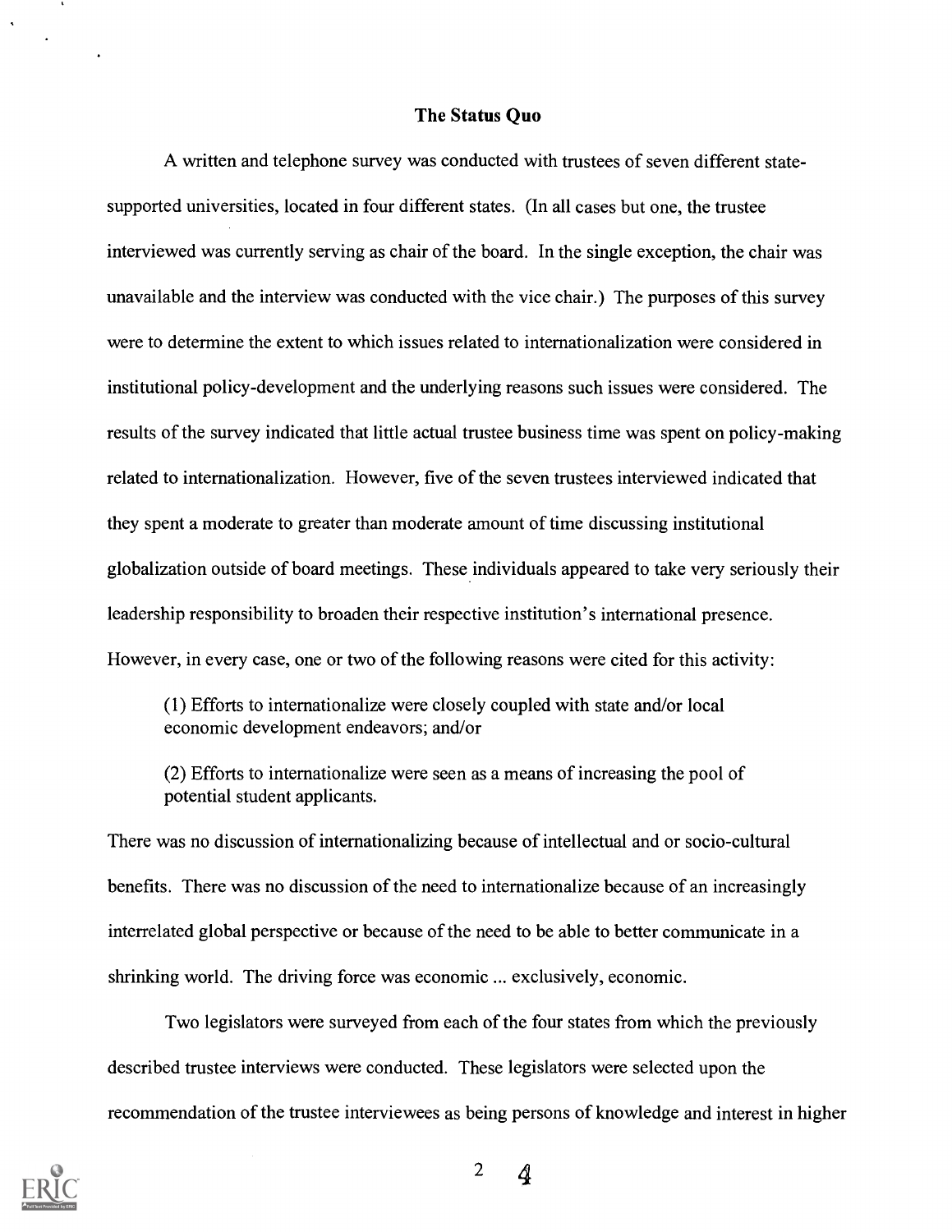## The Status Quo

A written and telephone survey was conducted with trustees of seven different state-supported universities, located in four different states. (In all cases but one, the trustee interviewed was currently serving as chair of the board. In the single exception, the chair was unavailable and the interview was conducted with the vice chair.) The purposes of this survey were to determine the extent to which issues related to internationalization were considered in institutional policy-development and the underlying reasons such issues were considered. The results of the survey indicated that little actual trustee business time was spent on policy-making related to internationalization. However, five of the seven trustees interviewed indicated that they spent a moderate to greater than moderate amount of time discussing institutional globalization outside of board meetings. These individuals appeared to take very seriously their leadership responsibility to broaden their respective institution's international presence. However, in every case, one or two of the following reasons were cited for this activity:

> (1) Efforts to internationalize were closely coupled with state and/or local economic development endeavors; and/or
>
> (2) Efforts to internationalize were seen as a means of increasing the pool of potential student applicants.

There was no discussion of internationalizing because of intellectual and or socio-cultural benefits. There was no discussion of the need to internationalize because of an increasingly interrelated global perspective or because of the need to be able to better communicate in a shrinking world. The driving force was economic ... exclusively, economic.

Two legislators were surveyed from each of the four states from which the previously described trustee interviews were conducted. These legislators were selected upon the recommendation of the trustee interviewees as being persons of knowledge and interest in higher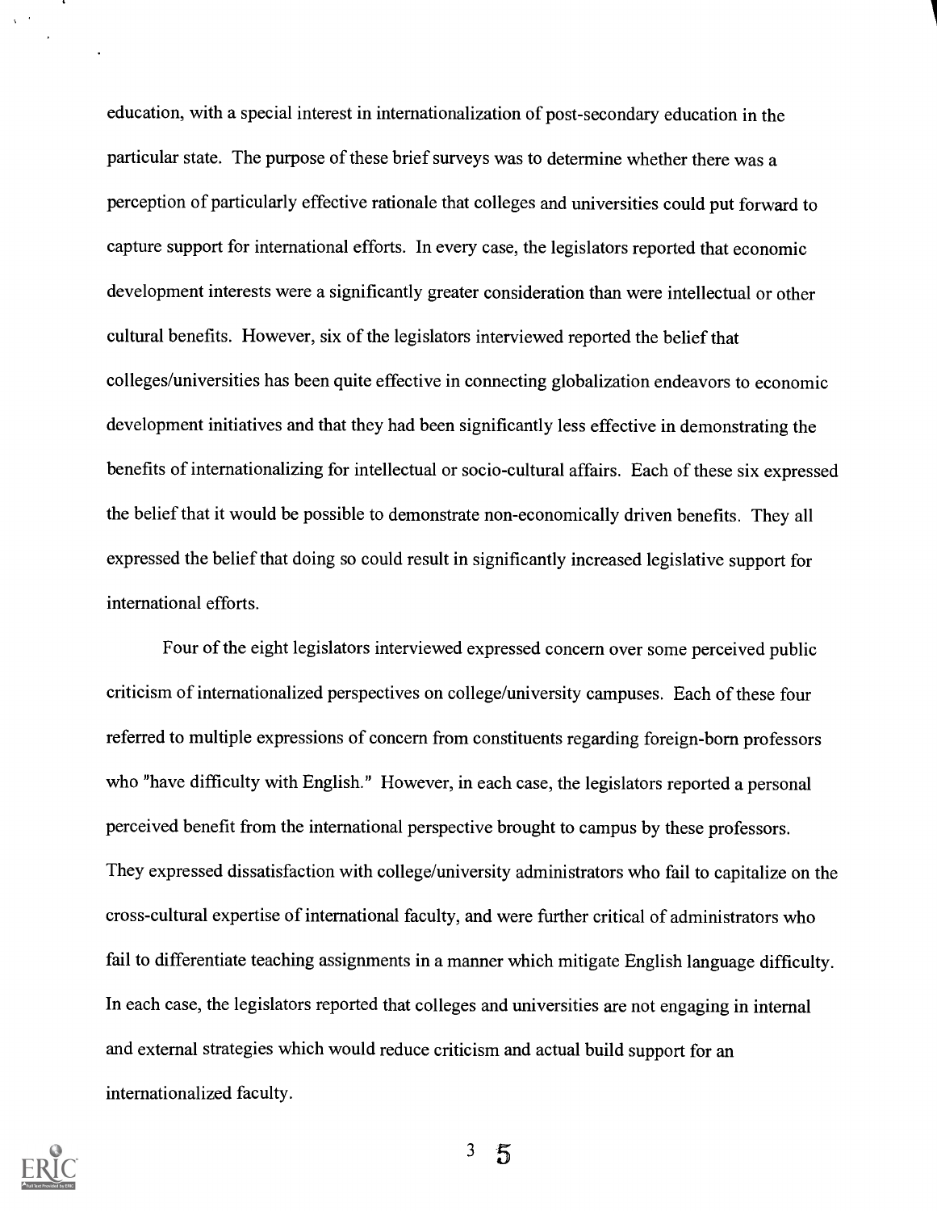education, with a special interest in internationalization of post-secondary education in the particular state. The purpose of these brief surveys was to determine whether there was a perception of particularly effective rationale that colleges and universities could put forward to capture support for international efforts. In every case, the legislators reported that economic development interests were a significantly greater consideration than were intellectual or other cultural benefits. However, six of the legislators interviewed reported the belief that colleges/universities has been quite effective in connecting globalization endeavors to economic development initiatives and that they had been significantly less effective in demonstrating the benefits of internationalizing for intellectual or socio-cultural affairs. Each of these six expressed the belief that it would be possible to demonstrate non-economically driven benefits. They all expressed the belief that doing so could result in significantly increased legislative support for international efforts.

Four of the eight legislators interviewed expressed concern over some perceived public criticism of internationalized perspectives on college/university campuses. Each of these four referred to multiple expressions of concern from constituents regarding foreign-born professors who "have difficulty with English." However, in each case, the legislators reported a personal perceived benefit from the international perspective brought to campus by these professors. They expressed dissatisfaction with college/university administrators who fail to capitalize on the cross-cultural expertise of international faculty, and were further critical of administrators who fail to differentiate teaching assignments in a manner which mitigate English language difficulty. In each case, the legislators reported that colleges and universities are not engaging in internal and external strategies which would reduce criticism and actual build support for an internationalized faculty.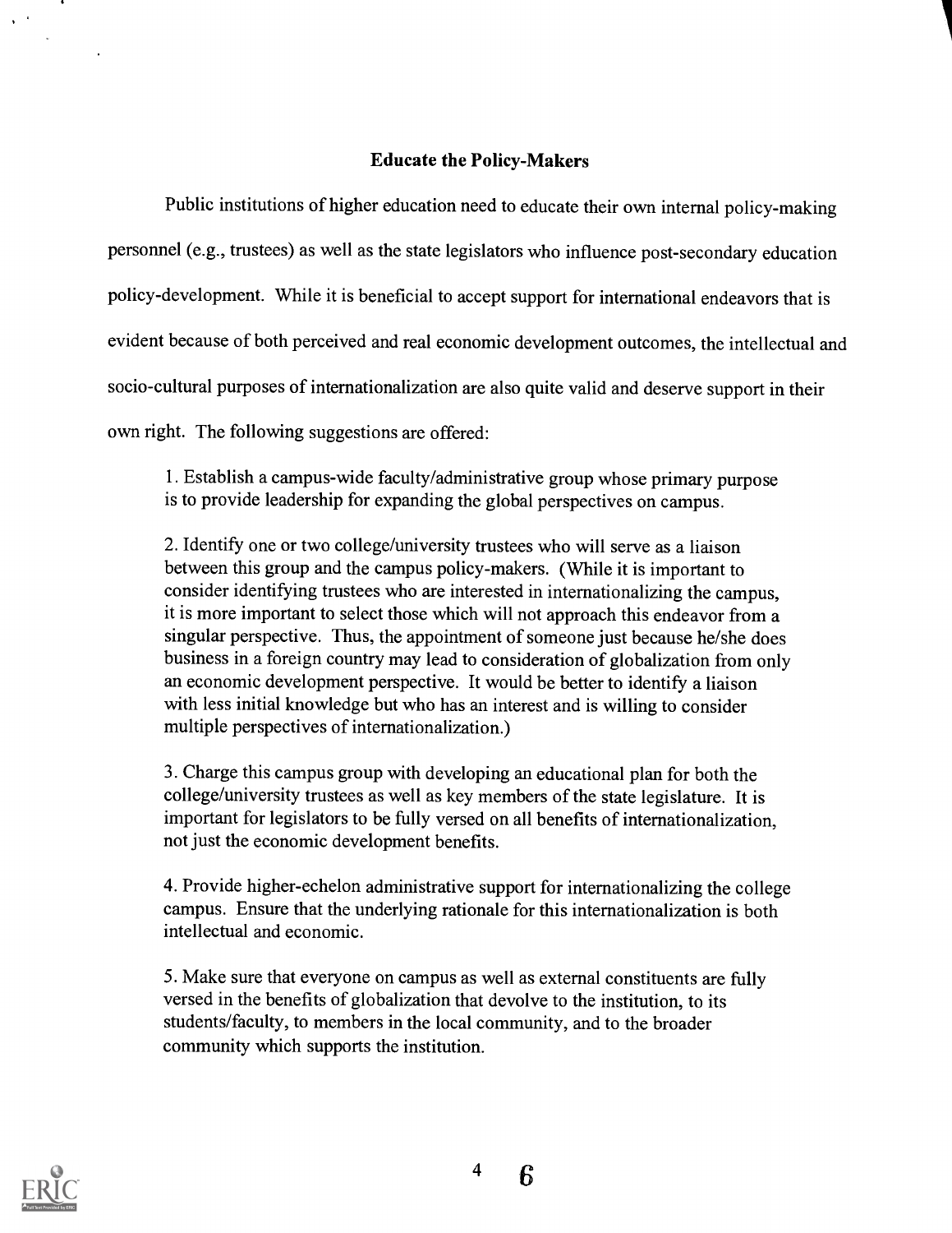## Educate the Policy-Makers

Public institutions of higher education need to educate their own internal policy-making personnel (e.g., trustees) as well as the state legislators who influence post-secondary education policy-development. While it is beneficial to accept support for international endeavors that is evident because of both perceived and real economic development outcomes, the intellectual and socio-cultural purposes of internationalization are also quite valid and deserve support in their own right. The following suggestions are offered:

1. Establish a campus-wide faculty/administrative group whose primary purpose is to provide leadership for expanding the global perspectives on campus.

2. Identify one or two college/university trustees who will serve as a liaison between this group and the campus policy-makers. (While it is important to consider identifying trustees who are interested in internationalizing the campus, it is more important to select those which will not approach this endeavor from a singular perspective. Thus, the appointment of someone just because he/she does business in a foreign country may lead to consideration of globalization from only an economic development perspective. It would be better to identify a liaison with less initial knowledge but who has an interest and is willing to consider multiple perspectives of internationalization.)

3. Charge this campus group with developing an educational plan for both the college/university trustees as well as key members of the state legislature. It is important for legislators to be fully versed on all benefits of internationalization, not just the economic development benefits.

4. Provide higher-echelon administrative support for internationalizing the college campus. Ensure that the underlying rationale for this internationalization is both intellectual and economic.

5. Make sure that everyone on campus as well as external constituents are fully versed in the benefits of globalization that devolve to the institution, to its students/faculty, to members in the local community, and to the broader community which supports the institution.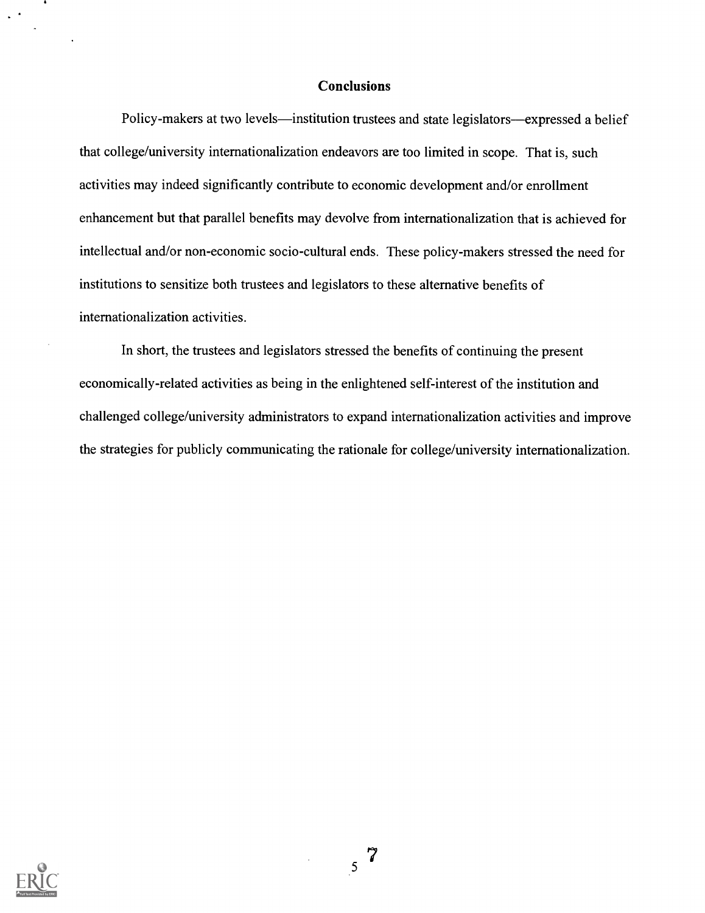## Conclusions

Policy-makers at two levels—institution trustees and state legislators—expressed a belief that college/university internationalization endeavors are too limited in scope. That is, such activities may indeed significantly contribute to economic development and/or enrollment enhancement but that parallel benefits may devolve from internationalization that is achieved for intellectual and/or non-economic socio-cultural ends. These policy-makers stressed the need for institutions to sensitize both trustees and legislators to these alternative benefits of internationalization activities.

In short, the trustees and legislators stressed the benefits of continuing the present economically-related activities as being in the enlightened self-interest of the institution and challenged college/university administrators to expand internationalization activities and improve the strategies for publicly communicating the rationale for college/university internationalization.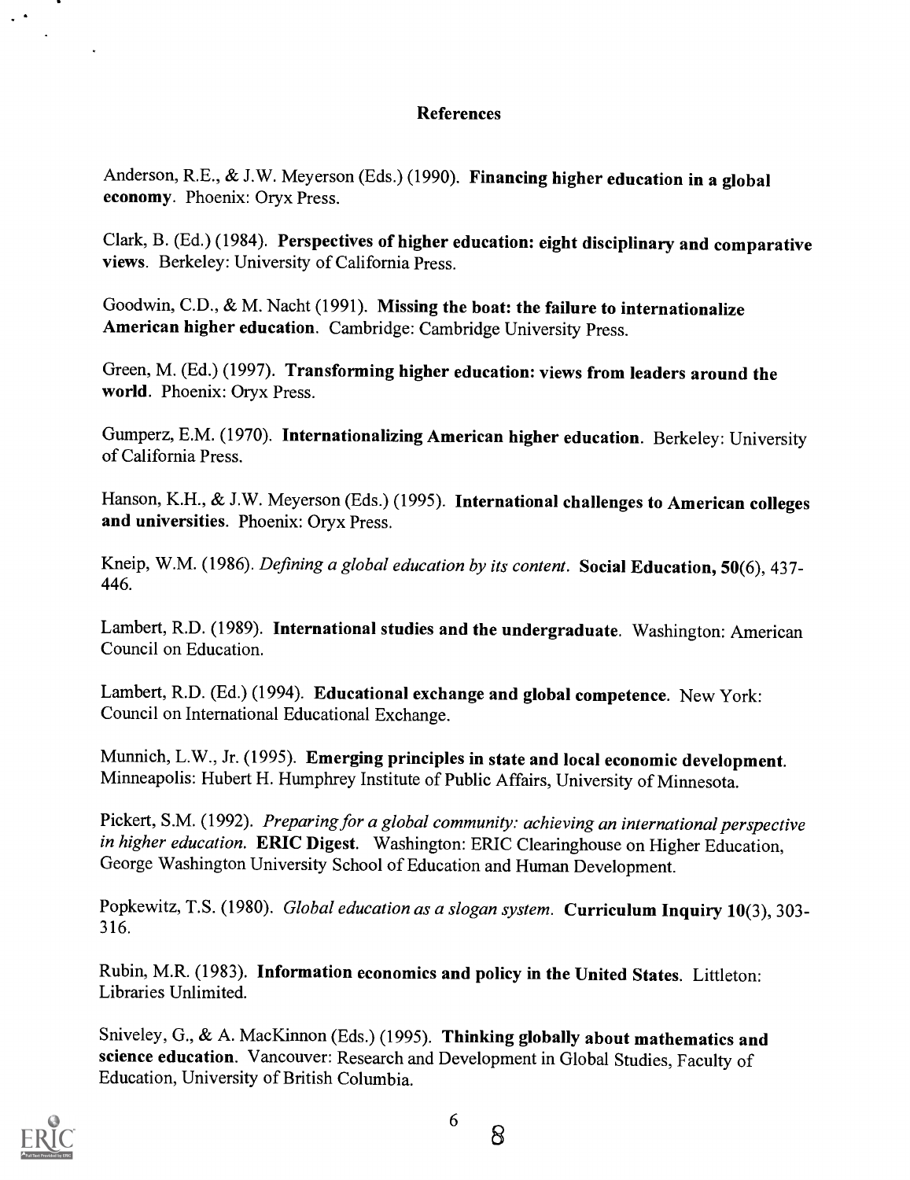## References

Anderson, R.E., & J.W. Meyerson (Eds.) (1990). **Financing higher education in a global economy**. Phoenix: Oryx Press.

Clark, B. (Ed.) (1984). **Perspectives of higher education: eight disciplinary and comparative views**. Berkeley: University of California Press.

Goodwin, C.D., & M. Nacht (1991). **Missing the boat: the failure to internationalize American higher education**. Cambridge: Cambridge University Press.

Green, M. (Ed.) (1997). **Transforming higher education: views from leaders around the world**. Phoenix: Oryx Press.

Gumperz, E.M. (1970). **Internationalizing American higher education**. Berkeley: University of California Press.

Hanson, K.H., & J.W. Meyerson (Eds.) (1995). **International challenges to American colleges and universities**. Phoenix: Oryx Press.

Kneip, W.M. (1986). *Defining a global education by its content*. **Social Education, 50**(6), 437-446.

Lambert, R.D. (1989). **International studies and the undergraduate**. Washington: American Council on Education.

Lambert, R.D. (Ed.) (1994). **Educational exchange and global competence**. New York: Council on International Educational Exchange.

Munnich, L.W., Jr. (1995). **Emerging principles in state and local economic development**. Minneapolis: Hubert H. Humphrey Institute of Public Affairs, University of Minnesota.

Pickert, S.M. (1992). *Preparing for a global community: achieving an international perspective in higher education*. **ERIC Digest**. Washington: ERIC Clearinghouse on Higher Education, George Washington University School of Education and Human Development.

Popkewitz, T.S. (1980). *Global education as a slogan system*. **Curriculum Inquiry 10**(3), 303-316.

Rubin, M.R. (1983). **Information economics and policy in the United States**. Littleton: Libraries Unlimited.

Sniveley, G., & A. MacKinnon (Eds.) (1995). **Thinking globally about mathematics and science education**. Vancouver: Research and Development in Global Studies, Faculty of Education, University of British Columbia.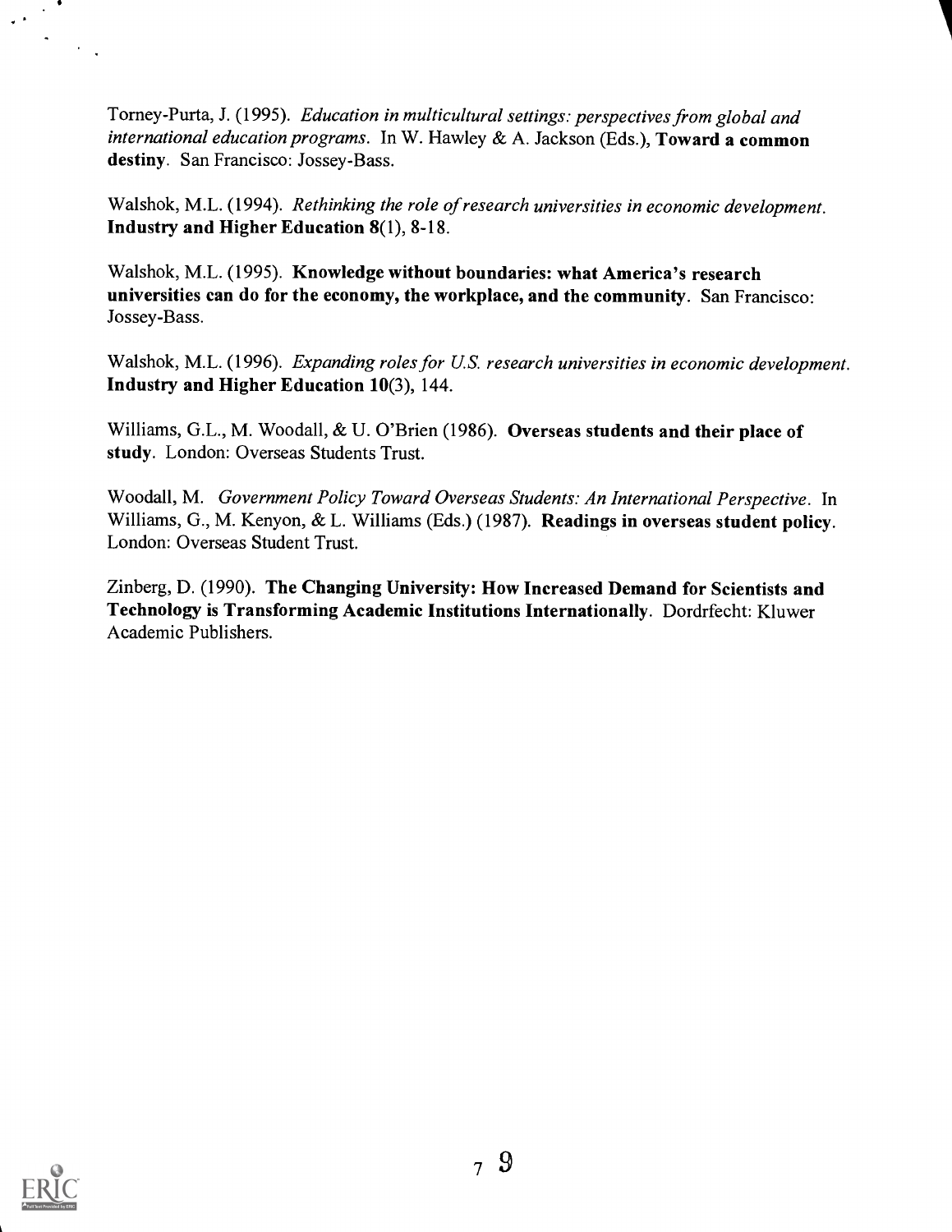Torney-Purta, J. (1995). *Education in multicultural settings: perspectives from global and international education programs*. In W. Hawley & A. Jackson (Eds.), **Toward a common destiny**. San Francisco: Jossey-Bass.

Walshok, M.L. (1994). *Rethinking the role of research universities in economic development*. **Industry and Higher Education 8**(1), 8-18.

Walshok, M.L. (1995). **Knowledge without boundaries: what America's research universities can do for the economy, the workplace, and the community**. San Francisco: Jossey-Bass.

Walshok, M.L. (1996). *Expanding roles for U.S. research universities in economic development*. **Industry and Higher Education 10**(3), 144.

Williams, G.L., M. Woodall, & U. O'Brien (1986). **Overseas students and their place of study**. London: Overseas Students Trust.

Woodall, M. *Government Policy Toward Overseas Students: An International Perspective*. In Williams, G., M. Kenyon, & L. Williams (Eds.) (1987). **Readings in overseas student policy**. London: Overseas Student Trust.

Zinberg, D. (1990). **The Changing University: How Increased Demand for Scientists and Technology is Transforming Academic Institutions Internationally**. Dordrfecht: Kluwer Academic Publishers.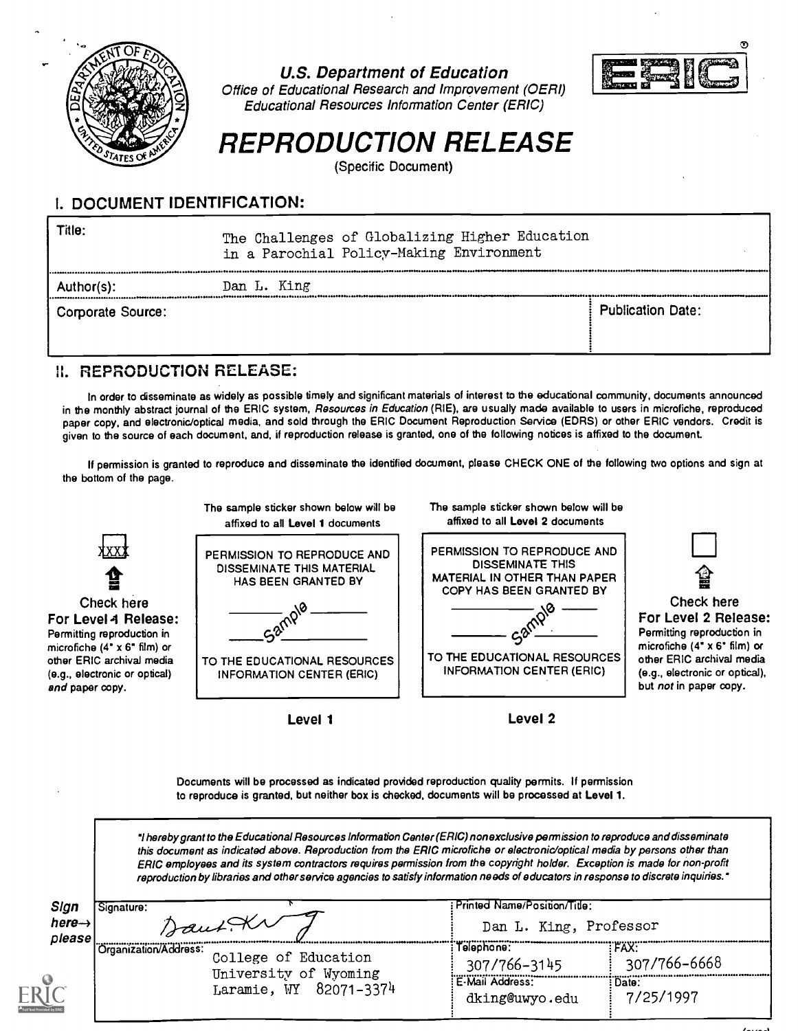U.S. Department of Education
Office of Educational Research and Improvement (OERI)
Educational Resources Information Center (ERIC)

# REPRODUCTION RELEASE

(Specific Document)

## I. DOCUMENT IDENTIFICATION:

| | |
|---|---|
| Title: | The Challenges of Globalizing Higher Education in a Parochial Policy-Making Environment |
| Author(s): | Dan L. King |
| Corporate Source: | Publication Date: |

## II. REPRODUCTION RELEASE:

In order to disseminate as widely as possible timely and significant materials of interest to the educational community, documents announced in the monthly abstract journal of the ERIC system, *Resources in Education* (RIE), are usually made available to users in microfiche, reproduced paper copy, and electronic/optical media, and sold through the ERIC Document Reproduction Service (EDRS) or other ERIC vendors. Credit is given to the source of each document, and, if reproduction release is granted, one of the following notices is affixed to the document.

If permission is granted to reproduce and disseminate the identified document, please CHECK ONE of the following two options and sign at the bottom of the page.

[XXXX] Check here **For Level 1 Release:** Permitting reproduction in microfiche (4" x 6" film) or other ERIC archival media (e.g., electronic or optical) *and* paper copy.

The sample sticker shown below will be affixed to all **Level 1** documents

PERMISSION TO REPRODUCE AND DISSEMINATE THIS MATERIAL HAS BEEN GRANTED BY

Sample

TO THE EDUCATIONAL RESOURCES INFORMATION CENTER (ERIC)

**Level 1**

The sample sticker shown below will be affixed to all **Level 2** documents

PERMISSION TO REPRODUCE AND DISSEMINATE THIS MATERIAL IN OTHER THAN PAPER COPY HAS BEEN GRANTED BY

Sample

TO THE EDUCATIONAL RESOURCES INFORMATION CENTER (ERIC)

**Level 2**

[ ] Check here **For Level 2 Release:** Permitting reproduction in microfiche (4" x 6" film) or other ERIC archival media (e.g., electronic or optical), but *not* in paper copy.

Documents will be processed as indicated provided reproduction quality permits. If permission to reproduce is granted, but neither box is checked, documents will be processed at **Level 1**.

*"I hereby grant to the Educational Resources Information Center (ERIC) nonexclusive permission to reproduce and disseminate this document as indicated above. Reproduction from the ERIC microfiche or electronic/optical media by persons other than ERIC employees and its system contractors requires permission from the copyright holder. Exception is made for non-profit reproduction by libraries and other service agencies to satisfy information needs of educators in response to discrete inquiries."*

Sign here→ please

| | | |
|---|---|---|
| Signature: | Printed Name/Position/Title: Dan L. King, Professor | |
| Organization/Address: College of Education, University of Wyoming, Laramie, WY 82071-3374 | Telephone: 307/766-3145 | FAX: 307/766-6668 |
| | E-Mail Address: dking@uwyo.edu | Date: 7/25/1997 |